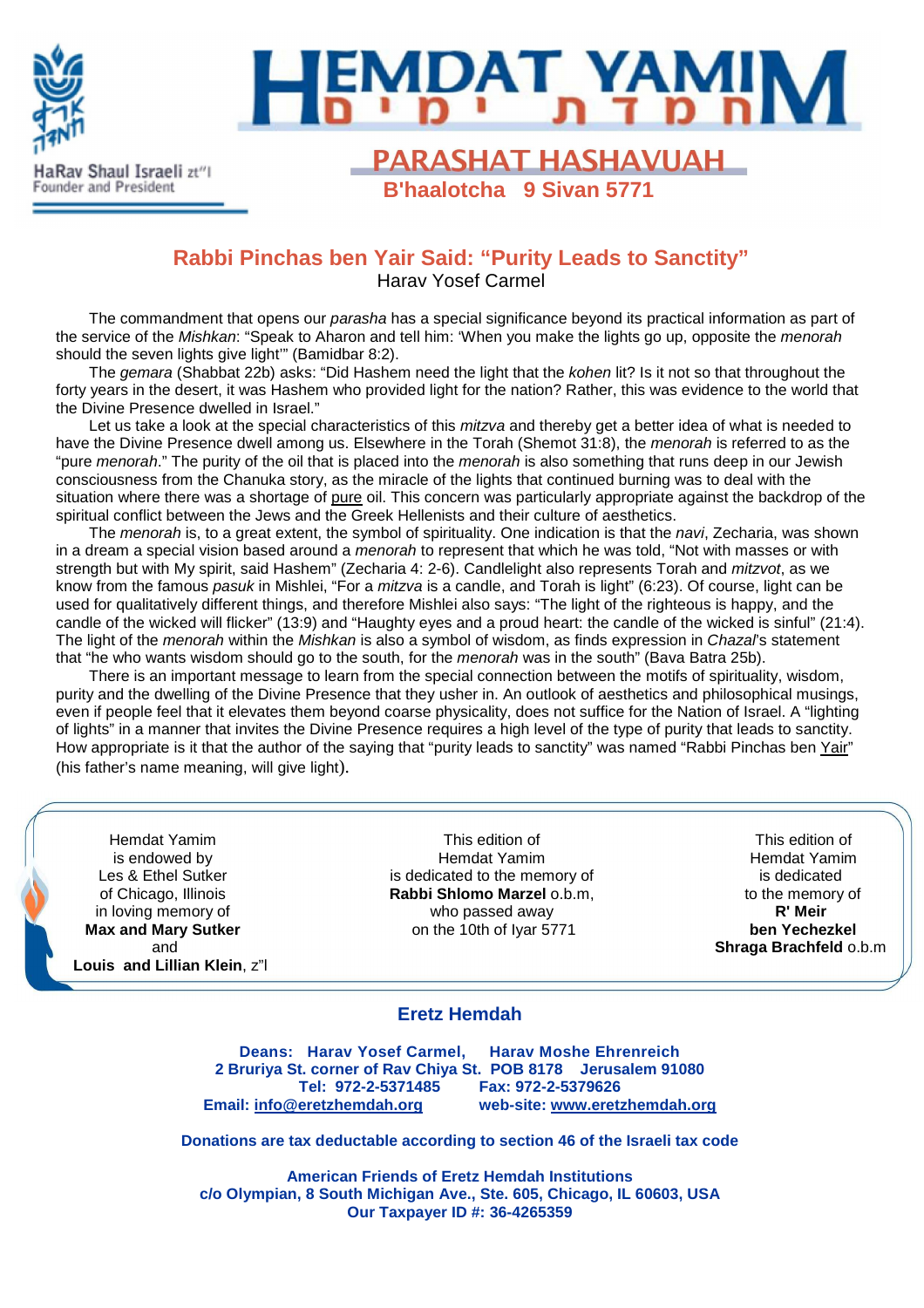HaRav Shaul Israeli zt"l
Founder and President

# HEMDAT YAMIM

## PARASHAT HASHAVUAH

**B'haalotcha 9 Sivan 5771**

## Rabbi Pinchas ben Yair Said: "Purity Leads to Sanctity"

Harav Yosef Carmel

The commandment that opens our *parasha* has a special significance beyond its practical information as part of the service of the *Mishkan*: "Speak to Aharon and tell him: 'When you make the lights go up, opposite the *menorah* should the seven lights give light'" (Bamidbar 8:2).

The *gemara* (Shabbat 22b) asks: "Did Hashem need the light that the *kohen* lit? Is it not so that throughout the forty years in the desert, it was Hashem who provided light for the nation? Rather, this was evidence to the world that the Divine Presence dwelled in Israel."

Let us take a look at the special characteristics of this *mitzva* and thereby get a better idea of what is needed to have the Divine Presence dwell among us. Elsewhere in the Torah (Shemot 31:8), the *menorah* is referred to as the "pure *menorah*." The purity of the oil that is placed into the *menorah* is also something that runs deep in our Jewish consciousness from the Chanuka story, as the miracle of the lights that continued burning was to deal with the situation where there was a shortage of <u>pure</u> oil. This concern was particularly appropriate against the backdrop of the spiritual conflict between the Jews and the Greek Hellenists and their culture of aesthetics.

The *menorah* is, to a great extent, the symbol of spirituality. One indication is that the *navi*, Zecharia, was shown in a dream a special vision based around a *menorah* to represent that which he was told, "Not with masses or with strength but with My spirit, said Hashem" (Zecharia 4: 2-6). Candlelight also represents Torah and *mitzvot*, as we know from the famous *pasuk* in Mishlei, "For a *mitzva* is a candle, and Torah is light" (6:23). Of course, light can be used for qualitatively different things, and therefore Mishlei also says: "The light of the righteous is happy, and the candle of the wicked will flicker" (13:9) and "Haughty eyes and a proud heart: the candle of the wicked is sinful" (21:4). The light of the *menorah* within the *Mishkan* is also a symbol of wisdom, as finds expression in *Chazal*'s statement that "he who wants wisdom should go to the south, for the *menorah* was in the south" (Bava Batra 25b).

There is an important message to learn from the special connection between the motifs of spirituality, wisdom, purity and the dwelling of the Divine Presence that they usher in. An outlook of aesthetics and philosophical musings, even if people feel that it elevates them beyond coarse physicality, does not suffice for the Nation of Israel. A "lighting of lights" in a manner that invites the Divine Presence requires a high level of the type of purity that leads to sanctity. How appropriate is it that the author of the saying that "purity leads to sanctity" was named "Rabbi Pinchas ben <u>Yair</u>" (his father's name meaning, will give light).

---

Hemdat Yamim
is endowed by
Les & Ethel Sutker
of Chicago, Illinois
in loving memory of
**Max and Mary Sutker**
and
**Louis and Lillian Klein**, z"l

This edition of
Hemdat Yamim
is dedicated to the memory of
**Rabbi Shlomo Marzel** o.b.m,
who passed away
on the 10th of Iyar 5771

This edition of
Hemdat Yamim
is dedicated
to the memory of
**R' Meir**
**ben Yechezkel**
**Shraga Brachfeld** o.b.m

---

### Eretz Hemdah

**Deans: Harav Yosef Carmel, Harav Moshe Ehrenreich**
**2 Bruriya St. corner of Rav Chiya St. POB 8178 Jerusalem 91080**
**Tel: 972-2-5371485 Fax: 972-2-5379626**
**Email: info@eretzhemdah.org web-site: www.eretzhemdah.org**

**Donations are tax deductable according to section 46 of the Israeli tax code**

**American Friends of Eretz Hemdah Institutions**
**c/o Olympian, 8 South Michigan Ave., Ste. 605, Chicago, IL 60603, USA**
**Our Taxpayer ID #: 36-4265359**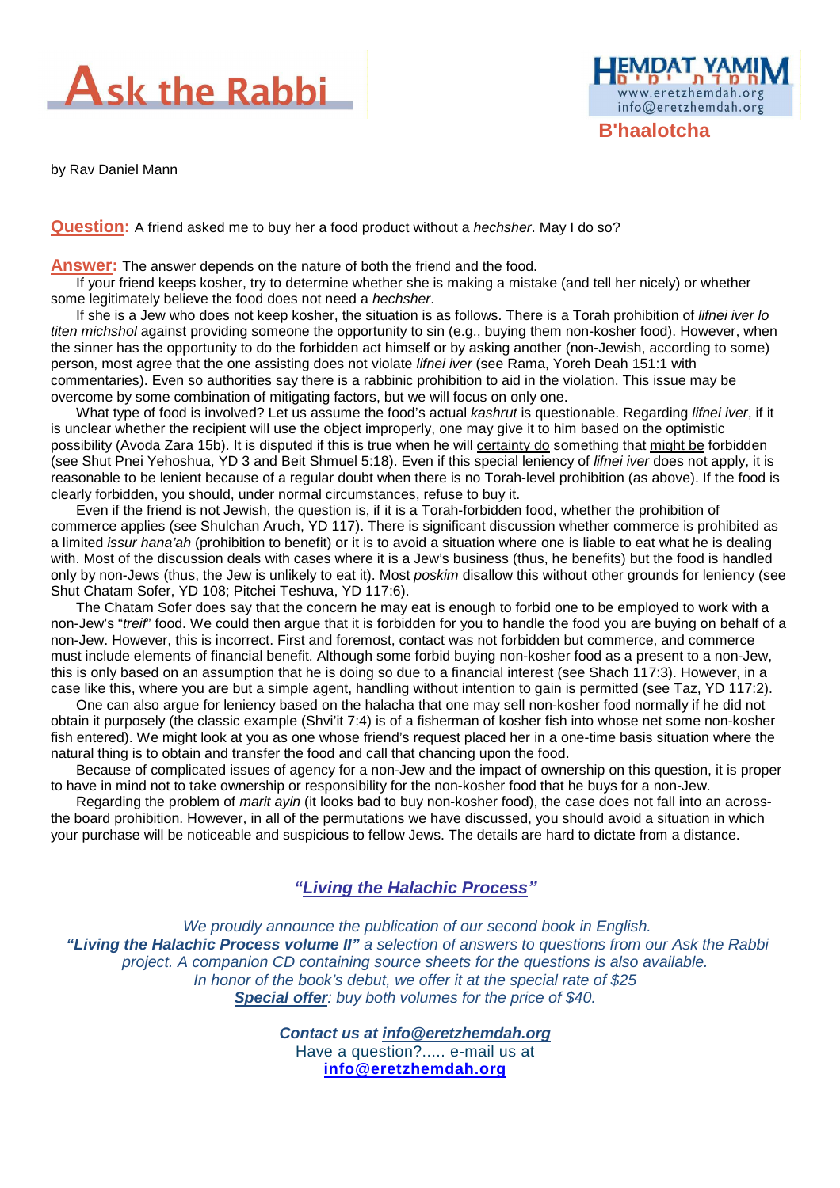# Ask the Rabbi

HEMDAT YAMIM
www.eretzhemdah.org
info@eretzhemdah.org

**B'haalotcha**

by Rav Daniel Mann

**Question:** A friend asked me to buy her a food product without a *hechsher*. May I do so?

**Answer:** The answer depends on the nature of both the friend and the food.

If your friend keeps kosher, try to determine whether she is making a mistake (and tell her nicely) or whether some legitimately believe the food does not need a *hechsher*.

If she is a Jew who does not keep kosher, the situation is as follows. There is a Torah prohibition of *lifnei iver lo titen michshol* against providing someone the opportunity to sin (e.g., buying them non-kosher food). However, when the sinner has the opportunity to do the forbidden act himself or by asking another (non-Jewish, according to some) person, most agree that the one assisting does not violate *lifnei iver* (see Rama, Yoreh Deah 151:1 with commentaries). Even so authorities say there is a rabbinic prohibition to aid in the violation. This issue may be overcome by some combination of mitigating factors, but we will focus on only one.

What type of food is involved? Let us assume the food's actual *kashrut* is questionable. Regarding *lifnei iver*, if it is unclear whether the recipient will use the object improperly, one may give it to him based on the optimistic possibility (Avoda Zara 15b). It is disputed if this is true when he will certainty do something that might be forbidden (see Shut Pnei Yehoshua, YD 3 and Beit Shmuel 5:18). Even if this special leniency of *lifnei iver* does not apply, it is reasonable to be lenient because of a regular doubt when there is no Torah-level prohibition (as above). If the food is clearly forbidden, you should, under normal circumstances, refuse to buy it.

Even if the friend is not Jewish, the question is, if it is a Torah-forbidden food, whether the prohibition of commerce applies (see Shulchan Aruch, YD 117). There is significant discussion whether commerce is prohibited as a limited *issur hana'ah* (prohibition to benefit) or it is to avoid a situation where one is liable to eat what he is dealing with. Most of the discussion deals with cases where it is a Jew's business (thus, he benefits) but the food is handled only by non-Jews (thus, the Jew is unlikely to eat it). Most *poskim* disallow this without other grounds for leniency (see Shut Chatam Sofer, YD 108; Pitchei Teshuva, YD 117:6).

The Chatam Sofer does say that the concern he may eat is enough to forbid one to be employed to work with a non-Jew's "*treif*" food. We could then argue that it is forbidden for you to handle the food you are buying on behalf of a non-Jew. However, this is incorrect. First and foremost, contact was not forbidden but commerce, and commerce must include elements of financial benefit. Although some forbid buying non-kosher food as a present to a non-Jew, this is only based on an assumption that he is doing so due to a financial interest (see Shach 117:3). However, in a case like this, where you are but a simple agent, handling without intention to gain is permitted (see Taz, YD 117:2).

One can also argue for leniency based on the halacha that one may sell non-kosher food normally if he did not obtain it purposely (the classic example (Shvi'it 7:4) is of a fisherman of kosher fish into whose net some non-kosher fish entered). We might look at you as one whose friend's request placed her in a one-time basis situation where the natural thing is to obtain and transfer the food and call that chancing upon the food.

Because of complicated issues of agency for a non-Jew and the impact of ownership on this question, it is proper to have in mind not to take ownership or responsibility for the non-kosher food that he buys for a non-Jew.

Regarding the problem of *marit ayin* (it looks bad to buy non-kosher food), the case does not fall into an across-the board prohibition. However, in all of the permutations we have discussed, you should avoid a situation in which your purchase will be noticeable and suspicious to fellow Jews. The details are hard to dictate from a distance.

***"Living the Halachic Process"***

*We proudly announce the publication of our second book in English.*
***"Living the Halachic Process volume II"*** *a selection of answers to questions from our Ask the Rabbi project. A companion CD containing source sheets for the questions is also available.*
*In honor of the book's debut, we offer it at the special rate of $25*
***Special offer****: buy both volumes for the price of $40.*

***Contact us at info@eretzhemdah.org***
Have a question?..... e-mail us at
**info@eretzhemdah.org**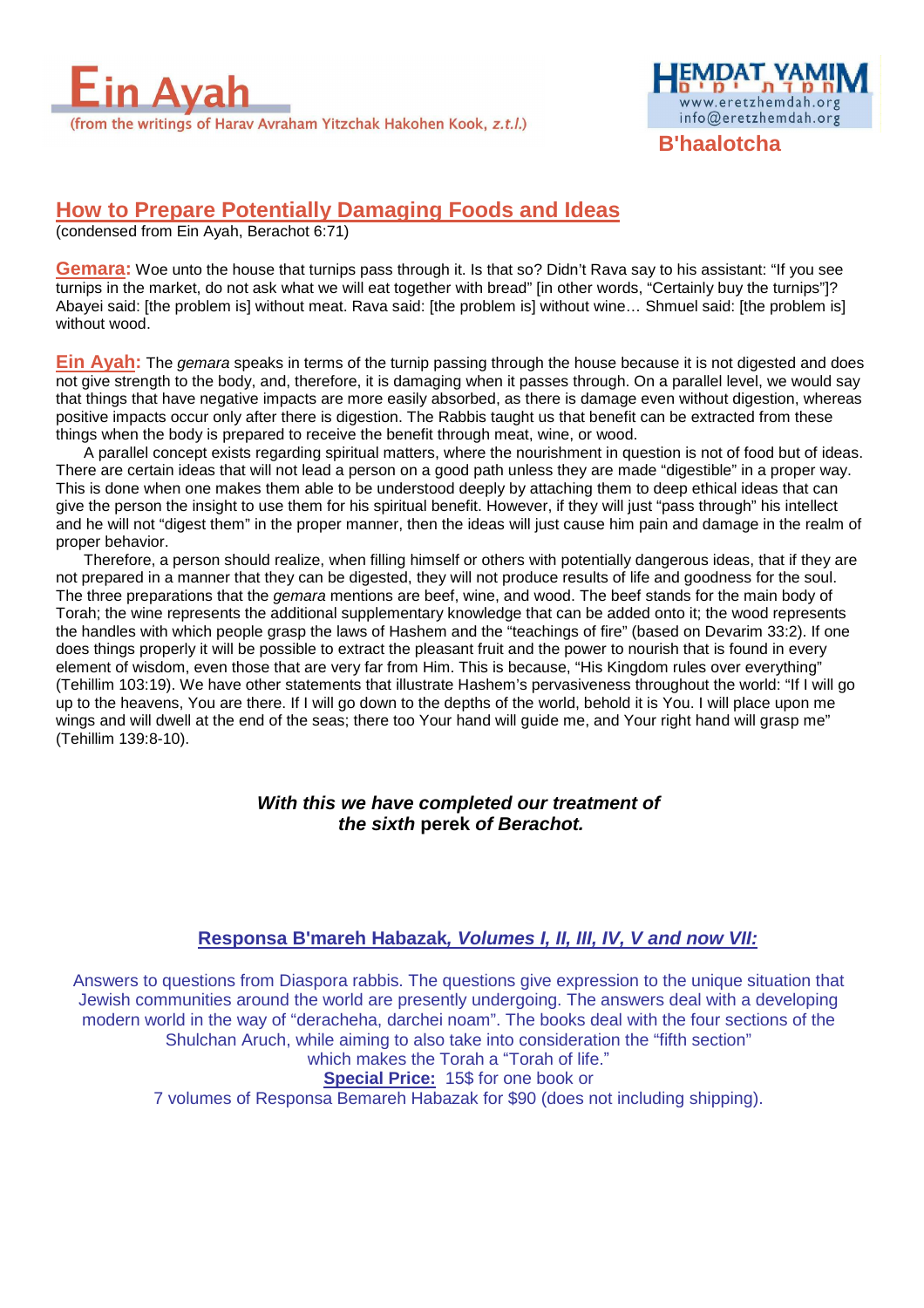# Ein Ayah

(from the writings of Harav Avraham Yitzchak Hakohen Kook, *z.t.l.*)

B'haalotcha

## How to Prepare Potentially Damaging Foods and Ideas

(condensed from Ein Ayah, Berachot 6:71)

**Gemara:** Woe unto the house that turnips pass through it. Is that so? Didn't Rava say to his assistant: "If you see turnips in the market, do not ask what we will eat together with bread" [in other words, "Certainly buy the turnips"]? Abayei said: [the problem is] without meat. Rava said: [the problem is] without wine… Shmuel said: [the problem is] without wood.

**Ein Ayah:** The *gemara* speaks in terms of the turnip passing through the house because it is not digested and does not give strength to the body, and, therefore, it is damaging when it passes through. On a parallel level, we would say that things that have negative impacts are more easily absorbed, as there is damage even without digestion, whereas positive impacts occur only after there is digestion. The Rabbis taught us that benefit can be extracted from these things when the body is prepared to receive the benefit through meat, wine, or wood.

A parallel concept exists regarding spiritual matters, where the nourishment in question is not of food but of ideas. There are certain ideas that will not lead a person on a good path unless they are made "digestible" in a proper way. This is done when one makes them able to be understood deeply by attaching them to deep ethical ideas that can give the person the insight to use them for his spiritual benefit. However, if they will just "pass through" his intellect and he will not "digest them" in the proper manner, then the ideas will just cause him pain and damage in the realm of proper behavior.

Therefore, a person should realize, when filling himself or others with potentially dangerous ideas, that if they are not prepared in a manner that they can be digested, they will not produce results of life and goodness for the soul. The three preparations that the *gemara* mentions are beef, wine, and wood. The beef stands for the main body of Torah; the wine represents the additional supplementary knowledge that can be added onto it; the wood represents the handles with which people grasp the laws of Hashem and the "teachings of fire" (based on Devarim 33:2). If one does things properly it will be possible to extract the pleasant fruit and the power to nourish that is found in every element of wisdom, even those that are very far from Him. This is because, "His Kingdom rules over everything" (Tehillim 103:19). We have other statements that illustrate Hashem's pervasiveness throughout the world: "If I will go up to the heavens, You are there. If I will go down to the depths of the world, behold it is You. I will place upon me wings and will dwell at the end of the seas; there too Your hand will guide me, and Your right hand will grasp me" (Tehillim 139:8-10).

***With this we have completed our treatment of the sixth* perek *of Berachot.***

## Responsa B'mareh Habazak, *Volumes I, II, III, IV, V and now VII:*

Answers to questions from Diaspora rabbis. The questions give expression to the unique situation that Jewish communities around the world are presently undergoing. The answers deal with a developing modern world in the way of "deracheha, darchei noam". The books deal with the four sections of the Shulchan Aruch, while aiming to also take into consideration the "fifth section" which makes the Torah a "Torah of life."

**Special Price:** 15$ for one book or 7 volumes of Responsa Bemareh Habazak for $90 (does not including shipping).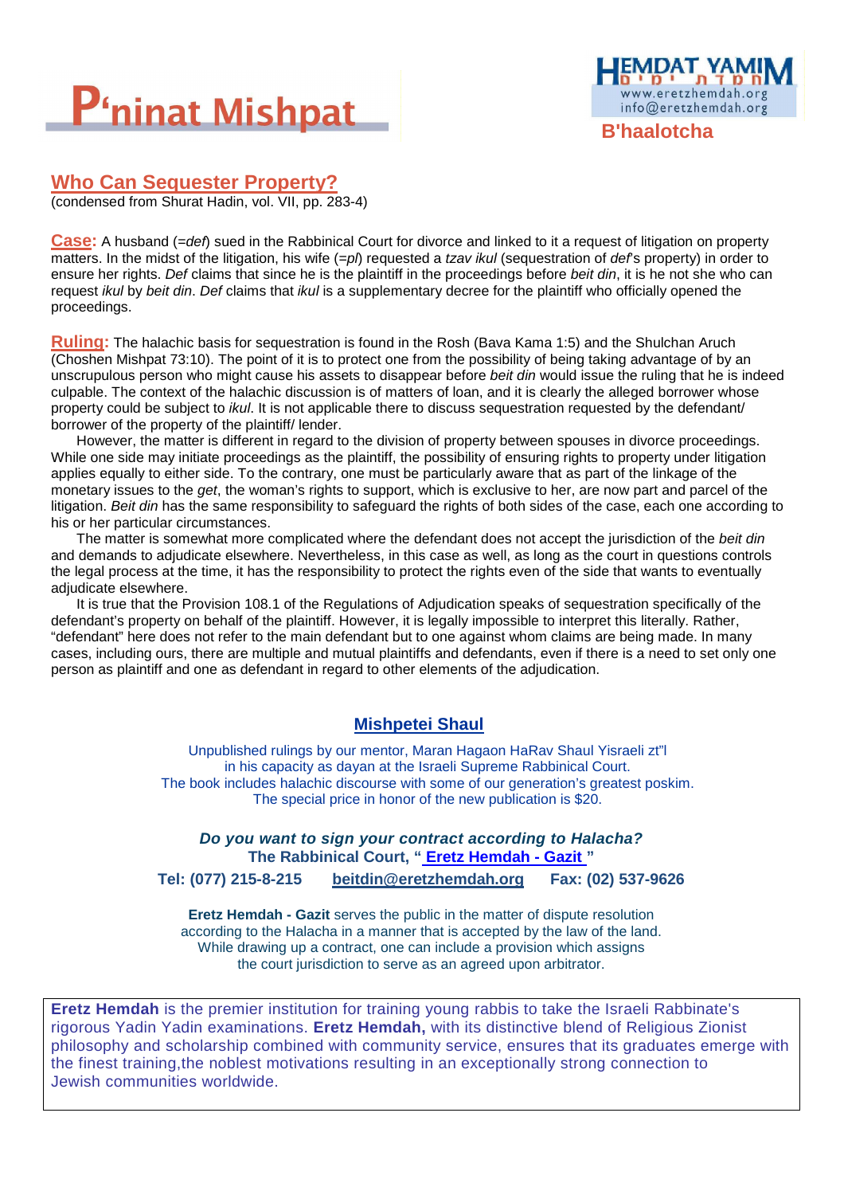# P'ninat Mishpat

**B'haalotcha**

## Who Can Sequester Property?

(condensed from Shurat Hadin, vol. VII, pp. 283-4)

**Case:** A husband (=*def*) sued in the Rabbinical Court for divorce and linked to it a request of litigation on property matters. In the midst of the litigation, his wife (=*pl*) requested a *tzav ikul* (sequestration of *def*'s property) in order to ensure her rights. *Def* claims that since he is the plaintiff in the proceedings before *beit din*, it is he not she who can request *ikul* by *beit din*. *Def* claims that *ikul* is a supplementary decree for the plaintiff who officially opened the proceedings.

**Ruling:** The halachic basis for sequestration is found in the Rosh (Bava Kama 1:5) and the Shulchan Aruch (Choshen Mishpat 73:10). The point of it is to protect one from the possibility of being taking advantage of by an unscrupulous person who might cause his assets to disappear before *beit din* would issue the ruling that he is indeed culpable. The context of the halachic discussion is of matters of loan, and it is clearly the alleged borrower whose property could be subject to *ikul*. It is not applicable there to discuss sequestration requested by the defendant/ borrower of the property of the plaintiff/ lender.

However, the matter is different in regard to the division of property between spouses in divorce proceedings. While one side may initiate proceedings as the plaintiff, the possibility of ensuring rights to property under litigation applies equally to either side. To the contrary, one must be particularly aware that as part of the linkage of the monetary issues to the *get*, the woman's rights to support, which is exclusive to her, are now part and parcel of the litigation. *Beit din* has the same responsibility to safeguard the rights of both sides of the case, each one according to his or her particular circumstances.

The matter is somewhat more complicated where the defendant does not accept the jurisdiction of the *beit din* and demands to adjudicate elsewhere. Nevertheless, in this case as well, as long as the court in questions controls the legal process at the time, it has the responsibility to protect the rights even of the side that wants to eventually adjudicate elsewhere.

It is true that the Provision 108.1 of the Regulations of Adjudication speaks of sequestration specifically of the defendant's property on behalf of the plaintiff. However, it is legally impossible to interpret this literally. Rather, "defendant" here does not refer to the main defendant but to one against whom claims are being made. In many cases, including ours, there are multiple and mutual plaintiffs and defendants, even if there is a need to set only one person as plaintiff and one as defendant in regard to other elements of the adjudication.

## Mishpetei Shaul

Unpublished rulings by our mentor, Maran Hagaon HaRav Shaul Yisraeli zt"l in his capacity as dayan at the Israeli Supreme Rabbinical Court.
The book includes halachic discourse with some of our generation's greatest poskim.
The special price in honor of the new publication is $20.

***Do you want to sign your contract according to Halacha?***
**The Rabbinical Court, " Eretz Hemdah - Gazit "**

**Tel: (077) 215-8-215** **beitdin@eretzhemdah.org** **Fax: (02) 537-9626**

**Eretz Hemdah - Gazit** serves the public in the matter of dispute resolution according to the Halacha in a manner that is accepted by the law of the land.
While drawing up a contract, one can include a provision which assigns the court jurisdiction to serve as an agreed upon arbitrator.

**Eretz Hemdah** is the premier institution for training young rabbis to take the Israeli Rabbinate's rigorous Yadin Yadin examinations. **Eretz Hemdah,** with its distinctive blend of Religious Zionist philosophy and scholarship combined with community service, ensures that its graduates emerge with the finest training,the noblest motivations resulting in an exceptionally strong connection to Jewish communities worldwide.